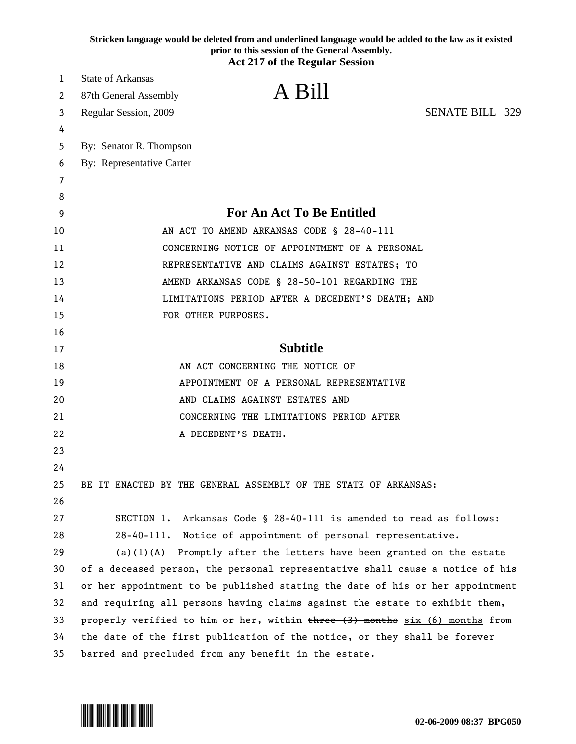Stricken language would be deleted from and underlined language would be added to the law as it existed prior to this session of the General Assembly.

**Act 217 of the Regular Session**

State of Arkansas
87th General Assembly
Regular Session, 2009

# A Bill

SENATE BILL 329

By: Senator R. Thompson
By: Representative Carter

## For An Act To Be Entitled

AN ACT TO AMEND ARKANSAS CODE § 28-40-111 CONCERNING NOTICE OF APPOINTMENT OF A PERSONAL REPRESENTATIVE AND CLAIMS AGAINST ESTATES; TO AMEND ARKANSAS CODE § 28-50-101 REGARDING THE LIMITATIONS PERIOD AFTER A DECEDENT'S DEATH; AND FOR OTHER PURPOSES.

## Subtitle

AN ACT CONCERNING THE NOTICE OF APPOINTMENT OF A PERSONAL REPRESENTATIVE AND CLAIMS AGAINST ESTATES AND CONCERNING THE LIMITATIONS PERIOD AFTER A DECEDENT'S DEATH.

BE IT ENACTED BY THE GENERAL ASSEMBLY OF THE STATE OF ARKANSAS:

SECTION 1. Arkansas Code § 28-40-111 is amended to read as follows:

28-40-111. Notice of appointment of personal representative.

(a)(1)(A) Promptly after the letters have been granted on the estate of a deceased person, the personal representative shall cause a notice of his or her appointment to be published stating the date of his or her appointment and requiring all persons having claims against the estate to exhibit them, properly verified to him or her, within ~~three (3) months~~ <u>six (6) months</u> from the date of the first publication of the notice, or they shall be forever barred and precluded from any benefit in the estate.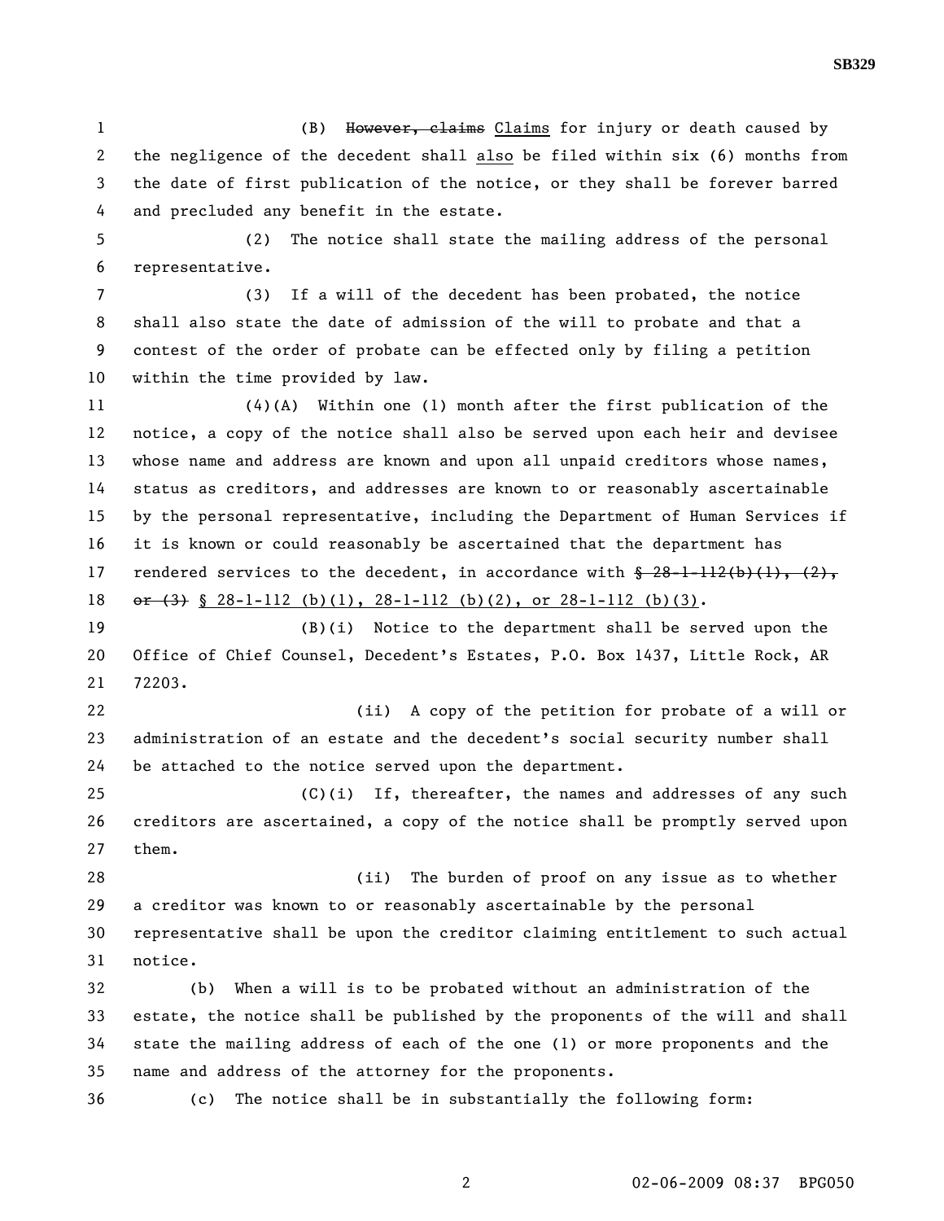(B) ~~However, claims~~ Claims for injury or death caused by the negligence of the decedent shall also be filed within six (6) months from the date of first publication of the notice, or they shall be forever barred and precluded any benefit in the estate.

(2) The notice shall state the mailing address of the personal representative.

(3) If a will of the decedent has been probated, the notice shall also state the date of admission of the will to probate and that a contest of the order of probate can be effected only by filing a petition within the time provided by law.

(4)(A) Within one (1) month after the first publication of the notice, a copy of the notice shall also be served upon each heir and devisee whose name and address are known and upon all unpaid creditors whose names, status as creditors, and addresses are known to or reasonably ascertainable by the personal representative, including the Department of Human Services if it is known or could reasonably be ascertained that the department has rendered services to the decedent, in accordance with ~~§ 28-1-112(b)(1), (2), or (3)~~ § 28-1-112 (b)(1), 28-1-112 (b)(2), or 28-1-112 (b)(3).

(B)(i) Notice to the department shall be served upon the Office of Chief Counsel, Decedent's Estates, P.O. Box 1437, Little Rock, AR 72203.

(ii) A copy of the petition for probate of a will or administration of an estate and the decedent's social security number shall be attached to the notice served upon the department.

(C)(i) If, thereafter, the names and addresses of any such creditors are ascertained, a copy of the notice shall be promptly served upon them.

(ii) The burden of proof on any issue as to whether a creditor was known to or reasonably ascertainable by the personal representative shall be upon the creditor claiming entitlement to such actual notice.

(b) When a will is to be probated without an administration of the estate, the notice shall be published by the proponents of the will and shall state the mailing address of each of the one (1) or more proponents and the name and address of the attorney for the proponents.

(c) The notice shall be in substantially the following form: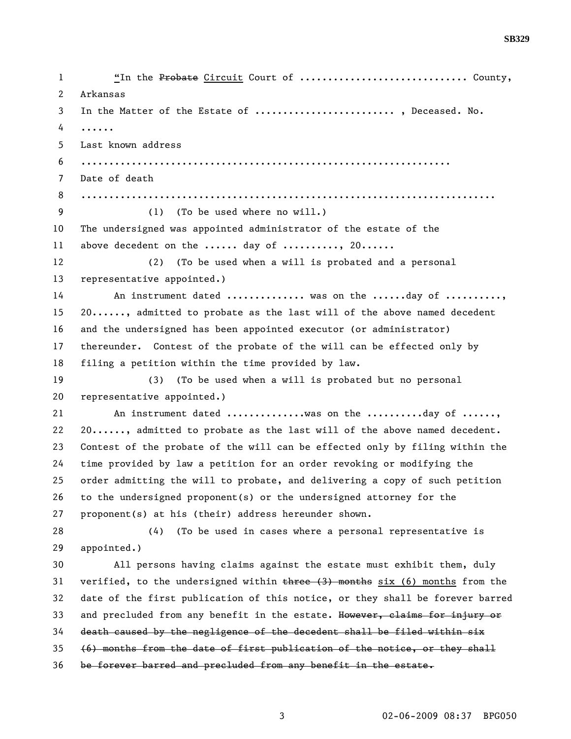"In the ~~Probate~~ <u>Circuit</u> Court of ............................. County, Arkansas

In the Matter of the Estate of ......................... , Deceased. No. ......

Last known address

.............................................................

Date of death

......................................................................

(1) (To be used where no will.)

The undersigned was appointed administrator of the estate of the above decedent on the ...... day of .........., 20......

(2) (To be used when a will is probated and a personal representative appointed.)

An instrument dated .............. was on the ......day of .........., 20......, admitted to probate as the last will of the above named decedent and the undersigned has been appointed executor (or administrator) thereunder. Contest of the probate of the will can be effected only by filing a petition within the time provided by law.

(3) (To be used when a will is probated but no personal representative appointed.)

An instrument dated ..............was on the ..........day of ......, 20......, admitted to probate as the last will of the above named decedent. Contest of the probate of the will can be effected only by filing within the time provided by law a petition for an order revoking or modifying the order admitting the will to probate, and delivering a copy of such petition to the undersigned proponent(s) or the undersigned attorney for the proponent(s) at his (their) address hereunder shown.

(4) (To be used in cases where a personal representative is appointed.)

All persons having claims against the estate must exhibit them, duly verified, to the undersigned within ~~three (3) months~~ <u>six (6) months</u> from the date of the first publication of this notice, or they shall be forever barred and precluded from any benefit in the estate. ~~However, claims for injury or death caused by the negligence of the decedent shall be filed within six (6) months from the date of first publication of the notice, or they shall be forever barred and precluded from any benefit in the estate.~~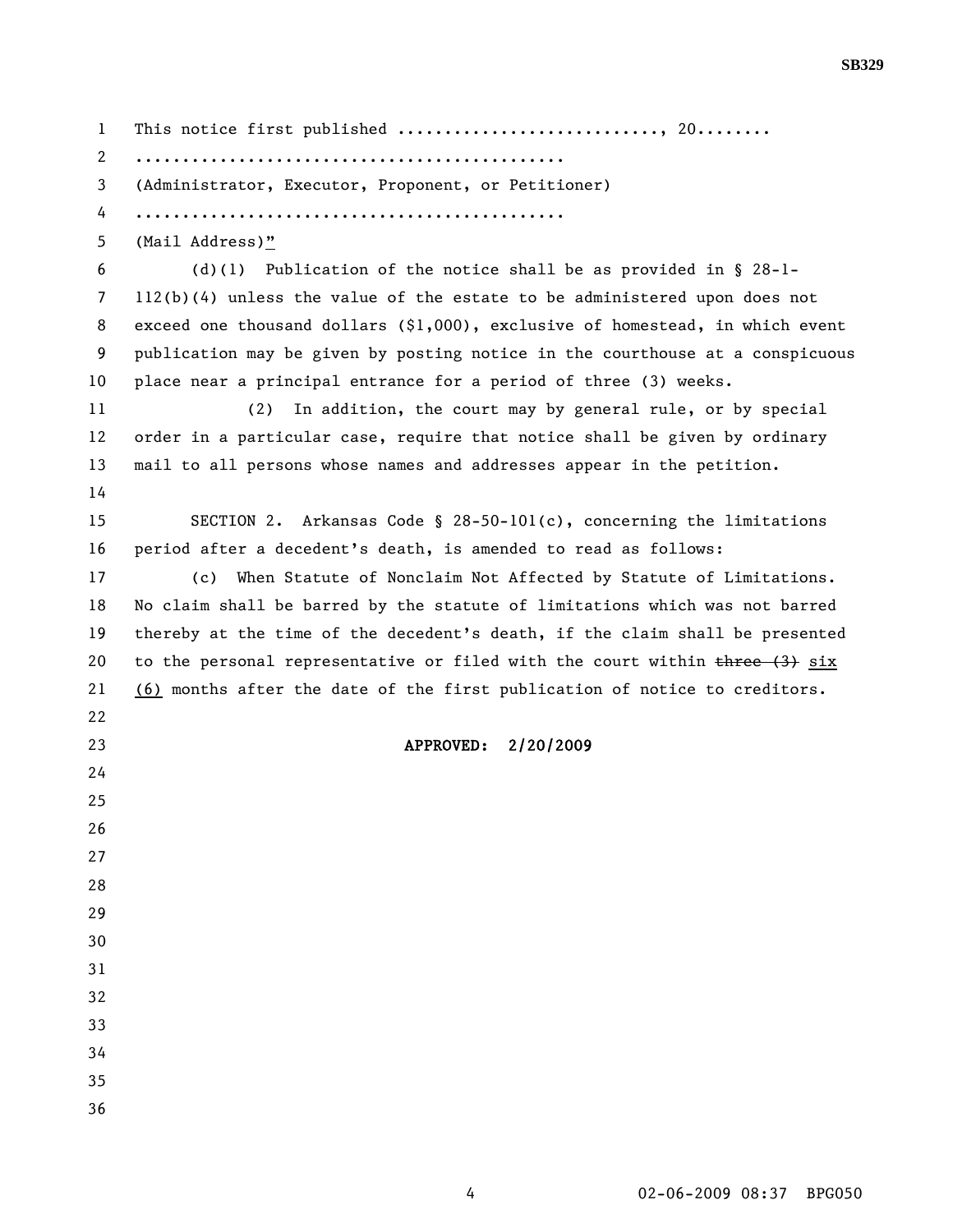This notice first published ..........................., 20........

............................................

(Administrator, Executor, Proponent, or Petitioner)

............................................

(Mail Address)"

(d)(1) Publication of the notice shall be as provided in § 28-1-112(b)(4) unless the value of the estate to be administered upon does not exceed one thousand dollars ($1,000), exclusive of homestead, in which event publication may be given by posting notice in the courthouse at a conspicuous place near a principal entrance for a period of three (3) weeks.

(2) In addition, the court may by general rule, or by special order in a particular case, require that notice shall be given by ordinary mail to all persons whose names and addresses appear in the petition.

SECTION 2. Arkansas Code § 28-50-101(c), concerning the limitations period after a decedent's death, is amended to read as follows:

(c) When Statute of Nonclaim Not Affected by Statute of Limitations. No claim shall be barred by the statute of limitations which was not barred thereby at the time of the decedent's death, if the claim shall be presented to the personal representative or filed with the court within ~~three (3)~~ six (6) months after the date of the first publication of notice to creditors.

**APPROVED: 2/20/2009**